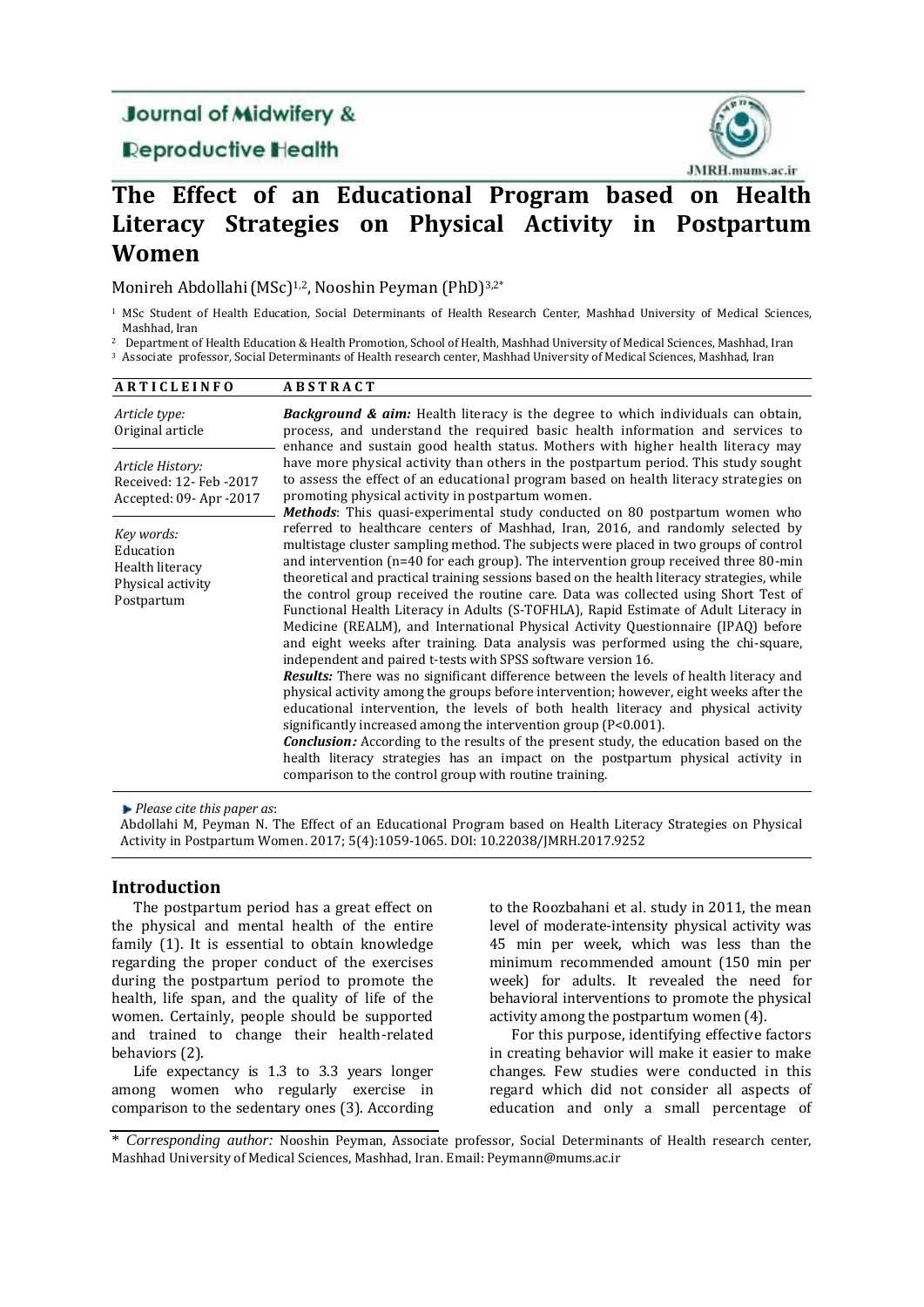Journal of Midwifery & Reproductive Health

JMRH.mums.ac.ir

# The Effect of an Educational Program based on Health Literacy Strategies on Physical Activity in Postpartum Women

Monireh Abdollahi (MSc)[1,2], Nooshin Peyman (PhD)[3,2*]

[1] MSc Student of Health Education, Social Determinants of Health Research Center, Mashhad University of Medical Sciences, Mashhad, Iran

[2] Department of Health Education & Health Promotion, School of Health, Mashhad University of Medical Sciences, Mashhad, Iran

[3] Associate professor, Social Determinants of Health research center, Mashhad University of Medical Sciences, Mashhad, Iran

**ARTICLE INFO**

*Article type:*
Original article

*Article History:*
Received: 12- Feb -2017
Accepted: 09- Apr -2017

*Key words:*
Education
Health literacy
Physical activity
Postpartum

**ABSTRACT**

***Background & aim:*** Health literacy is the degree to which individuals can obtain, process, and understand the required basic health information and services to enhance and sustain good health status. Mothers with higher health literacy may have more physical activity than others in the postpartum period. This study sought to assess the effect of an educational program based on health literacy strategies on promoting physical activity in postpartum women.

***Methods***: This quasi-experimental study conducted on 80 postpartum women who referred to healthcare centers of Mashhad, Iran, 2016, and randomly selected by multistage cluster sampling method. The subjects were placed in two groups of control and intervention (n=40 for each group). The intervention group received three 80-min theoretical and practical training sessions based on the health literacy strategies, while the control group received the routine care. Data was collected using Short Test of Functional Health Literacy in Adults (S-TOFHLA), Rapid Estimate of Adult Literacy in Medicine (REALM), and International Physical Activity Questionnaire (IPAQ) before and eight weeks after training. Data analysis was performed using the chi-square, independent and paired t-tests with SPSS software version 16.

***Results:*** There was no significant difference between the levels of health literacy and physical activity among the groups before intervention; however, eight weeks after the educational intervention, the levels of both health literacy and physical activity significantly increased among the intervention group (P<0.001).

***Conclusion:*** According to the results of the present study, the education based on the health literacy strategies has an impact on the postpartum physical activity in comparison to the control group with routine training.

*Please cite this paper as*:
Abdollahi M, Peyman N. The Effect of an Educational Program based on Health Literacy Strategies on Physical Activity in Postpartum Women. 2017; 5(4):1059-1065. DOI: 10.22038/JMRH.2017.9252

## Introduction

The postpartum period has a great effect on the physical and mental health of the entire family (1). It is essential to obtain knowledge regarding the proper conduct of the exercises during the postpartum period to promote the health, life span, and the quality of life of the women. Certainly, people should be supported and trained to change their health-related behaviors (2).

Life expectancy is 1.3 to 3.3 years longer among women who regularly exercise in comparison to the sedentary ones (3). According to the Roozbahani et al. study in 2011, the mean level of moderate-intensity physical activity was 45 min per week, which was less than the minimum recommended amount (150 min per week) for adults. It revealed the need for behavioral interventions to promote the physical activity among the postpartum women (4).

For this purpose, identifying effective factors in creating behavior will make it easier to make changes. Few studies were conducted in this regard which did not consider all aspects of education and only a small percentage of

\* *Corresponding author:* Nooshin Peyman, Associate professor, Social Determinants of Health research center, Mashhad University of Medical Sciences, Mashhad, Iran. Email: Peymann@mums.ac.ir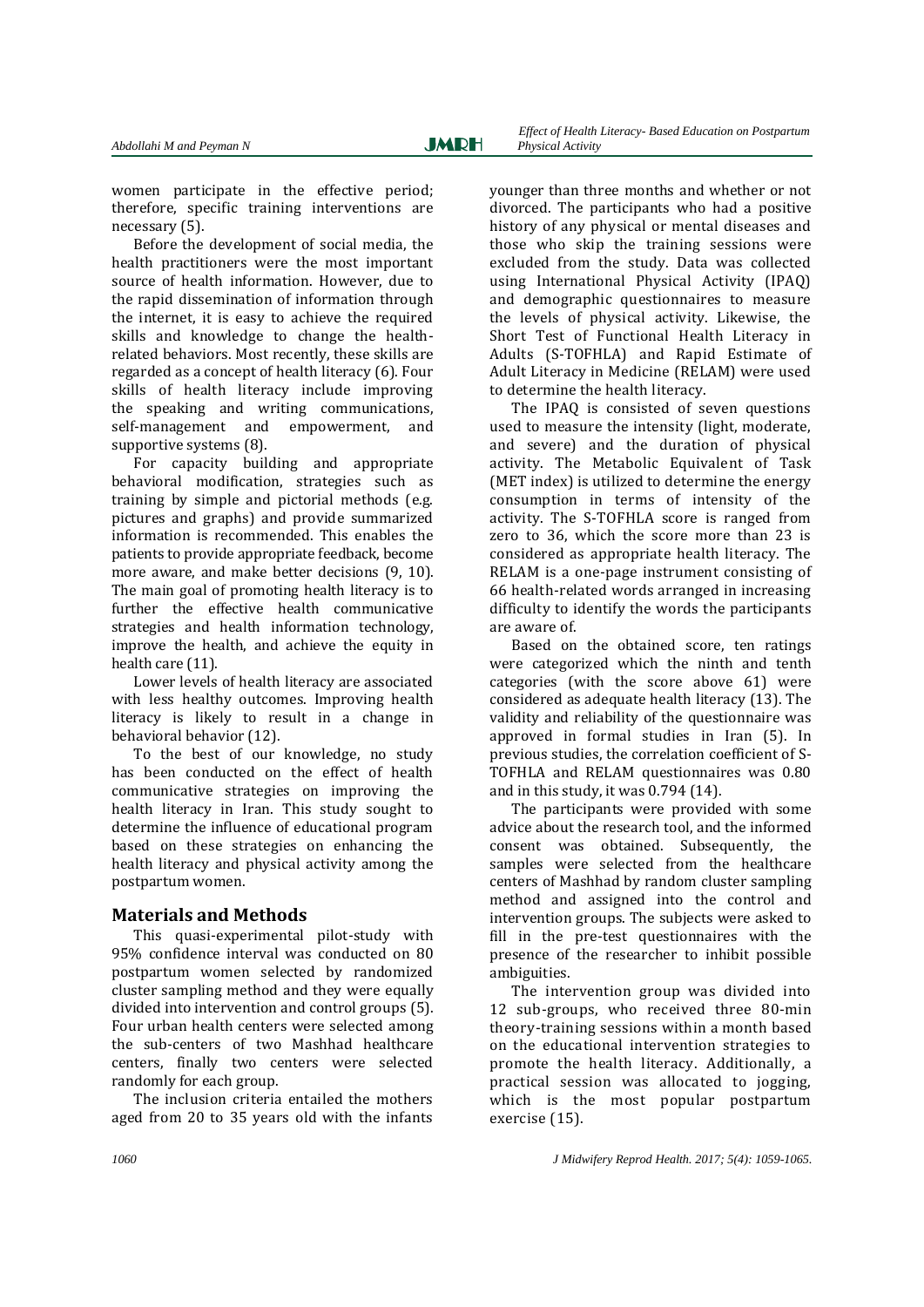women participate in the effective period; therefore, specific training interventions are necessary (5).

Before the development of social media, the health practitioners were the most important source of health information. However, due to the rapid dissemination of information through the internet, it is easy to achieve the required skills and knowledge to change the health-related behaviors. Most recently, these skills are regarded as a concept of health literacy (6). Four skills of health literacy include improving the speaking and writing communications, self-management and empowerment, and supportive systems (8).

For capacity building and appropriate behavioral modification, strategies such as training by simple and pictorial methods (e.g. pictures and graphs) and provide summarized information is recommended. This enables the patients to provide appropriate feedback, become more aware, and make better decisions (9, 10). The main goal of promoting health literacy is to further the effective health communicative strategies and health information technology, improve the health, and achieve the equity in health care (11).

Lower levels of health literacy are associated with less healthy outcomes. Improving health literacy is likely to result in a change in behavioral behavior (12).

To the best of our knowledge, no study has been conducted on the effect of health communicative strategies on improving the health literacy in Iran. This study sought to determine the influence of educational program based on these strategies on enhancing the health literacy and physical activity among the postpartum women.

## Materials and Methods

This quasi-experimental pilot-study with 95% confidence interval was conducted on 80 postpartum women selected by randomized cluster sampling method and they were equally divided into intervention and control groups (5). Four urban health centers were selected among the sub-centers of two Mashhad healthcare centers, finally two centers were selected randomly for each group.

The inclusion criteria entailed the mothers aged from 20 to 35 years old with the infants younger than three months and whether or not divorced. The participants who had a positive history of any physical or mental diseases and those who skip the training sessions were excluded from the study. Data was collected using International Physical Activity (IPAQ) and demographic questionnaires to measure the levels of physical activity. Likewise, the Short Test of Functional Health Literacy in Adults (S-TOFHLA) and Rapid Estimate of Adult Literacy in Medicine (RELAM) were used to determine the health literacy.

The IPAQ is consisted of seven questions used to measure the intensity (light, moderate, and severe) and the duration of physical activity. The Metabolic Equivalent of Task (MET index) is utilized to determine the energy consumption in terms of intensity of the activity. The S-TOFHLA score is ranged from zero to 36, which the score more than 23 is considered as appropriate health literacy. The RELAM is a one-page instrument consisting of 66 health-related words arranged in increasing difficulty to identify the words the participants are aware of.

Based on the obtained score, ten ratings were categorized which the ninth and tenth categories (with the score above 61) were considered as adequate health literacy (13). The validity and reliability of the questionnaire was approved in formal studies in Iran (5). In previous studies, the correlation coefficient of S-TOFHLA and RELAM questionnaires was 0.80 and in this study, it was 0.794 (14).

The participants were provided with some advice about the research tool, and the informed consent was obtained. Subsequently, the samples were selected from the healthcare centers of Mashhad by random cluster sampling method and assigned into the control and intervention groups. The subjects were asked to fill in the pre-test questionnaires with the presence of the researcher to inhibit possible ambiguities.

The intervention group was divided into 12 sub-groups, who received three 80-min theory-training sessions within a month based on the educational intervention strategies to promote the health literacy. Additionally, a practical session was allocated to jogging, which is the most popular postpartum exercise (15).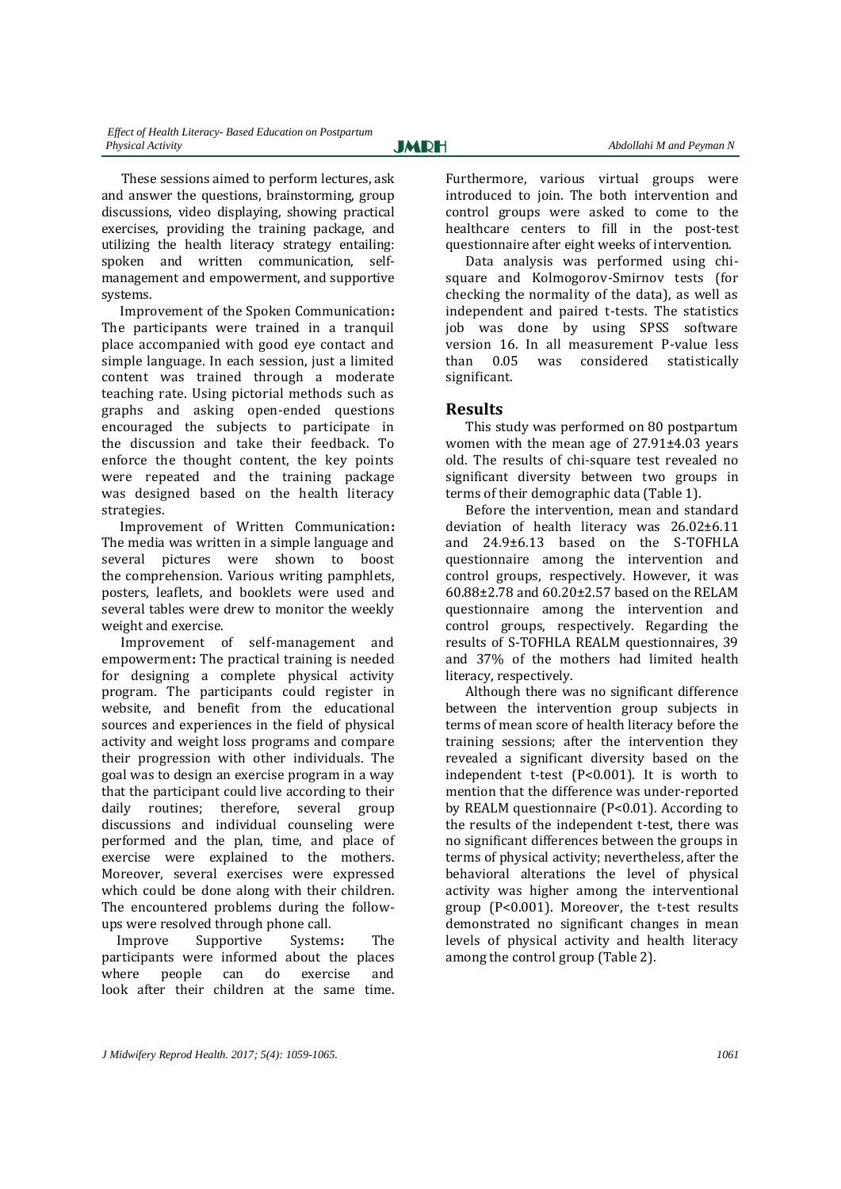These sessions aimed to perform lectures, ask and answer the questions, brainstorming, group discussions, video displaying, showing practical exercises, providing the training package, and utilizing the health literacy strategy entailing: spoken and written communication, self-management and empowerment, and supportive systems.

Improvement of the Spoken Communication**:** The participants were trained in a tranquil place accompanied with good eye contact and simple language. In each session, just a limited content was trained through a moderate teaching rate. Using pictorial methods such as graphs and asking open-ended questions encouraged the subjects to participate in the discussion and take their feedback. To enforce the thought content, the key points were repeated and the training package was designed based on the health literacy strategies.

Improvement of Written Communication**:** The media was written in a simple language and several pictures were shown to boost the comprehension. Various writing pamphlets, posters, leaflets, and booklets were used and several tables were drew to monitor the weekly weight and exercise.

Improvement of self-management and empowerment**:** The practical training is needed for designing a complete physical activity program. The participants could register in website, and benefit from the educational sources and experiences in the field of physical activity and weight loss programs and compare their progression with other individuals. The goal was to design an exercise program in a way that the participant could live according to their daily routines; therefore, several group discussions and individual counseling were performed and the plan, time, and place of exercise were explained to the mothers. Moreover, several exercises were expressed which could be done along with their children. The encountered problems during the follow-ups were resolved through phone call.

Improve Supportive Systems**:** The participants were informed about the places where people can do exercise and look after their children at the same time. Furthermore, various virtual groups were introduced to join. The both intervention and control groups were asked to come to the healthcare centers to fill in the post-test questionnaire after eight weeks of intervention.

Data analysis was performed using chi-square and Kolmogorov-Smirnov tests (for checking the normality of the data), as well as independent and paired t-tests. The statistics job was done by using SPSS software version 16. In all measurement P-value less than 0.05 was considered statistically significant.

## Results

This study was performed on 80 postpartum women with the mean age of 27.91±4.03 years old. The results of chi-square test revealed no significant diversity between two groups in terms of their demographic data (Table 1).

Before the intervention, mean and standard deviation of health literacy was 26.02±6.11 and 24.9±6.13 based on the S-TOFHLA questionnaire among the intervention and control groups, respectively. However, it was 60.88±2.78 and 60.20±2.57 based on the RELAM questionnaire among the intervention and control groups, respectively. Regarding the results of S-TOFHLA REALM questionnaires, 39 and 37% of the mothers had limited health literacy, respectively.

Although there was no significant difference between the intervention group subjects in terms of mean score of health literacy before the training sessions; after the intervention they revealed a significant diversity based on the independent t-test (P<0.001). It is worth to mention that the difference was under-reported by REALM questionnaire (P<0.01). According to the results of the independent t-test, there was no significant differences between the groups in terms of physical activity; nevertheless, after the behavioral alterations the level of physical activity was higher among the interventional group (P<0.001). Moreover, the t-test results demonstrated no significant changes in mean levels of physical activity and health literacy among the control group (Table 2).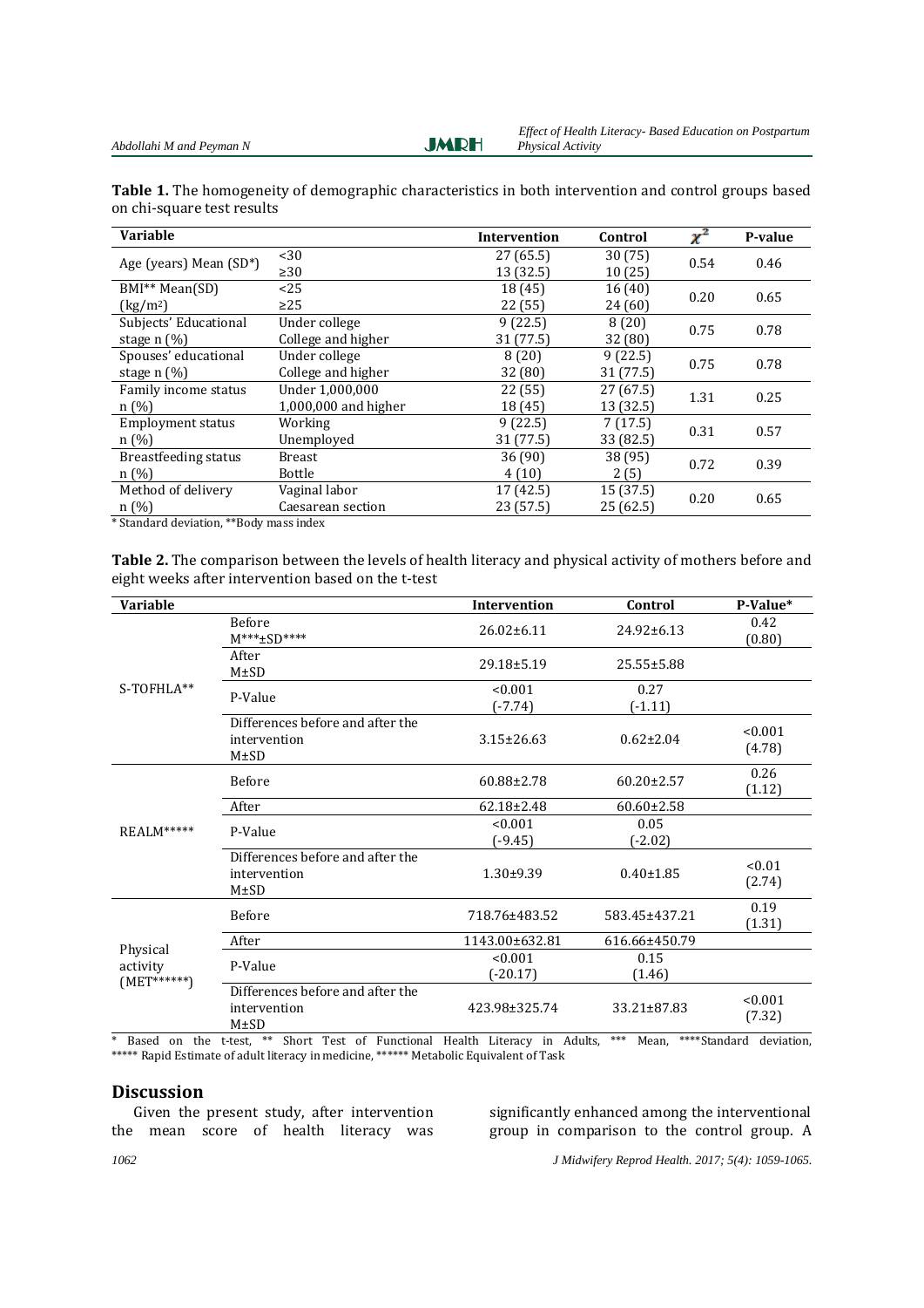**Table 1.** The homogeneity of demographic characteristics in both intervention and control groups based on chi-square test results

| Variable | | Intervention | Control | $\chi^2$ | P-value |
|---|---|---|---|---|---|
| Age (years) Mean (SD*) | <30 | 27 (65.5) | 30 (75) | 0.54 | 0.46 |
| | ≥30 | 13 (32.5) | 10 (25) | | |
| BMI** Mean(SD) (kg/m²) | <25 | 18 (45) | 16 (40) | 0.20 | 0.65 |
| | ≥25 | 22 (55) | 24 (60) | | |
| Subjects' Educational stage n (%) | Under college | 9 (22.5) | 8 (20) | 0.75 | 0.78 |
| | College and higher | 31 (77.5) | 32 (80) | | |
| Spouses' educational stage n (%) | Under college | 8 (20) | 9 (22.5) | 0.75 | 0.78 |
| | College and higher | 32 (80) | 31 (77.5) | | |
| Family income status n (%) | Under 1,000,000 | 22 (55) | 27 (67.5) | 1.31 | 0.25 |
| | 1,000,000 and higher | 18 (45) | 13 (32.5) | | |
| Employment status n (%) | Working | 9 (22.5) | 7 (17.5) | 0.31 | 0.57 |
| | Unemployed | 31 (77.5) | 33 (82.5) | | |
| Breastfeeding status n (%) | Breast | 36 (90) | 38 (95) | 0.72 | 0.39 |
| | Bottle | 4 (10) | 2 (5) | | |
| Method of delivery n (%) | Vaginal labor | 17 (42.5) | 15 (37.5) | 0.20 | 0.65 |
| | Caesarean section | 23 (57.5) | 25 (62.5) | | |

* Standard deviation, **Body mass index

**Table 2.** The comparison between the levels of health literacy and physical activity of mothers before and eight weeks after intervention based on the t-test

| Variable | | Intervention | Control | P-Value* |
|---|---|---|---|---|
| S-TOFHLA** | Before M***±SD**** | 26.02±6.11 | 24.92±6.13 | 0.42 (0.80) |
| | After M±SD | 29.18±5.19 | 25.55±5.88 | |
| | P-Value | <0.001 (-7.74) | 0.27 (-1.11) | |
| | Differences before and after the intervention M±SD | 3.15±26.63 | 0.62±2.04 | <0.001 (4.78) |
| REALM***** | Before | 60.88±2.78 | 60.20±2.57 | 0.26 (1.12) |
| | After | 62.18±2.48 | 60.60±2.58 | |
| | P-Value | <0.001 (-9.45) | 0.05 (-2.02) | |
| | Differences before and after the intervention M±SD | 1.30±9.39 | 0.40±1.85 | <0.01 (2.74) |
| Physical activity (MET******) | Before | 718.76±483.52 | 583.45±437.21 | 0.19 (1.31) |
| | After | 1143.00±632.81 | 616.66±450.79 | |
| | P-Value | <0.001 (-20.17) | 0.15 (1.46) | |
| | Differences before and after the intervention M±SD | 423.98±325.74 | 33.21±87.83 | <0.001 (7.32) |

* Based on the t-test, ** Short Test of Functional Health Literacy in Adults, *** Mean, ****Standard deviation, ***** Rapid Estimate of adult literacy in medicine, ****** Metabolic Equivalent of Task

## Discussion

Given the present study, after intervention the mean score of health literacy was significantly enhanced among the interventional group in comparison to the control group. A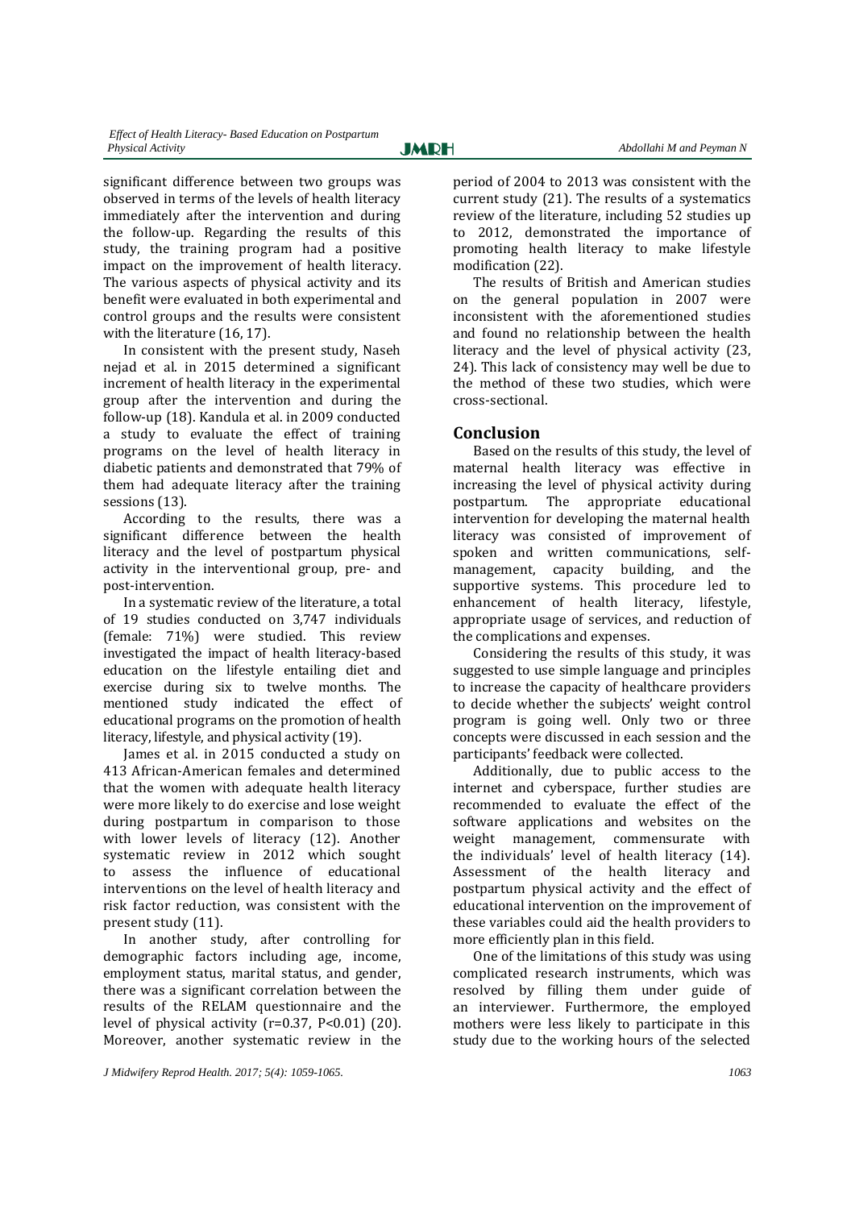significant difference between two groups was observed in terms of the levels of health literacy immediately after the intervention and during the follow-up. Regarding the results of this study, the training program had a positive impact on the improvement of health literacy. The various aspects of physical activity and its benefit were evaluated in both experimental and control groups and the results were consistent with the literature (16, 17).

In consistent with the present study, Naseh nejad et al. in 2015 determined a significant increment of health literacy in the experimental group after the intervention and during the follow-up (18). Kandula et al. in 2009 conducted a study to evaluate the effect of training programs on the level of health literacy in diabetic patients and demonstrated that 79% of them had adequate literacy after the training sessions (13).

According to the results, there was a significant difference between the health literacy and the level of postpartum physical activity in the interventional group, pre- and post-intervention.

In a systematic review of the literature, a total of 19 studies conducted on 3,747 individuals (female: 71%) were studied. This review investigated the impact of health literacy-based education on the lifestyle entailing diet and exercise during six to twelve months. The mentioned study indicated the effect of educational programs on the promotion of health literacy, lifestyle, and physical activity (19).

James et al. in 2015 conducted a study on 413 African-American females and determined that the women with adequate health literacy were more likely to do exercise and lose weight during postpartum in comparison to those with lower levels of literacy (12). Another systematic review in 2012 which sought to assess the influence of educational interventions on the level of health literacy and risk factor reduction, was consistent with the present study (11).

In another study, after controlling for demographic factors including age, income, employment status, marital status, and gender, there was a significant correlation between the results of the RELAM questionnaire and the level of physical activity ($r=0.37$, $P<0.01$) (20). Moreover, another systematic review in the period of 2004 to 2013 was consistent with the current study (21). The results of a systematics review of the literature, including 52 studies up to 2012, demonstrated the importance of promoting health literacy to make lifestyle modification (22).

The results of British and American studies on the general population in 2007 were inconsistent with the aforementioned studies and found no relationship between the health literacy and the level of physical activity (23, 24). This lack of consistency may well be due to the method of these two studies, which were cross-sectional.

## Conclusion

Based on the results of this study, the level of maternal health literacy was effective in increasing the level of physical activity during postpartum. The appropriate educational intervention for developing the maternal health literacy was consisted of improvement of spoken and written communications, self-management, capacity building, and the supportive systems. This procedure led to enhancement of health literacy, lifestyle, appropriate usage of services, and reduction of the complications and expenses.

Considering the results of this study, it was suggested to use simple language and principles to increase the capacity of healthcare providers to decide whether the subjects' weight control program is going well. Only two or three concepts were discussed in each session and the participants' feedback were collected.

Additionally, due to public access to the internet and cyberspace, further studies are recommended to evaluate the effect of the software applications and websites on the weight management, commensurate with the individuals' level of health literacy (14). Assessment of the health literacy and postpartum physical activity and the effect of educational intervention on the improvement of these variables could aid the health providers to more efficiently plan in this field.

One of the limitations of this study was using complicated research instruments, which was resolved by filling them under guide of an interviewer. Furthermore, the employed mothers were less likely to participate in this study due to the working hours of the selected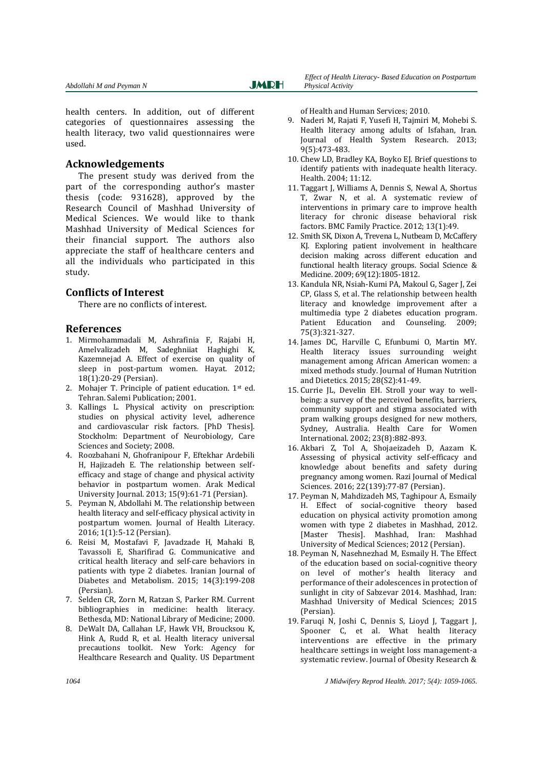health centers. In addition, out of different categories of questionnaires assessing the health literacy, two valid questionnaires were used.

## Acknowledgements

The present study was derived from the part of the corresponding author's master thesis (code: 931628), approved by the Research Council of Mashhad University of Medical Sciences. We would like to thank Mashhad University of Medical Sciences for their financial support. The authors also appreciate the staff of healthcare centers and all the individuals who participated in this study.

## Conflicts of Interest

There are no conflicts of interest.

## References

1. Mirmohammadali M, Ashrafinia F, Rajabi H, Amelvalizadeh M, Sadeghniiat Haghighi K, Kazemnejad A. Effect of exercise on quality of sleep in post-partum women. Hayat. 2012; 18(1):20-29 (Persian).
2. Mohajer T. Principle of patient education. 1st ed. Tehran. Salemi Publication; 2001.
3. Kallings L. Physical activity on prescription: studies on physical activity level, adherence and cardiovascular risk factors. [PhD Thesis]. Stockholm: Department of Neurobiology, Care Sciences and Society; 2008.
4. Roozbahani N, Ghofranipour F, Eftekhar Ardebili H, Hajizadeh E. The relationship between self-efficacy and stage of change and physical activity behavior in postpartum women. Arak Medical University Journal. 2013; 15(9):61-71 (Persian).
5. Peyman N, Abdollahi M. The relationship between health literacy and self-efficacy physical activity in postpartum women. Journal of Health Literacy. 2016; 1(1):5-12 (Persian).
6. Reisi M, Mostafavi F, Javadzade H, Mahaki B, Tavassoli E, Sharifirad G. Communicative and critical health literacy and self-care behaviors in patients with type 2 diabetes. Iranian Journal of Diabetes and Metabolism. 2015; 14(3):199-208 (Persian).
7. Selden CR, Zorn M, Ratzan S, Parker RM. Current bibliographies in medicine: health literacy. Bethesda, MD: National Library of Medicine; 2000.
8. DeWalt DA, Callahan LF, Hawk VH, Broucksou K, Hink A, Rudd R, et al. Health literacy universal precautions toolkit. New York: Agency for Healthcare Research and Quality. US Department of Health and Human Services; 2010.
9. Naderi M, Rajati F, Yusefi H, Tajmiri M, Mohebi S. Health literacy among adults of Isfahan, Iran. Journal of Health System Research. 2013; 9(5):473-483.
10. Chew LD, Bradley KA, Boyko EJ. Brief questions to identify patients with inadequate health literacy. Health. 2004; 11:12.
11. Taggart J, Williams A, Dennis S, Newal A, Shortus T, Zwar N, et al. A systematic review of interventions in primary care to improve health literacy for chronic disease behavioral risk factors. BMC Family Practice. 2012; 13(1):49.
12. Smith SK, Dixon A, Trevena L, Nutbeam D, McCaffery KJ. Exploring patient involvement in healthcare decision making across different education and functional health literacy groups. Social Science & Medicine. 2009; 69(12):1805-1812.
13. Kandula NR, Nsiah-Kumi PA, Makoul G, Sager J, Zei CP, Glass S, et al. The relationship between health literacy and knowledge improvement after a multimedia type 2 diabetes education program. Patient Education and Counseling. 2009; 75(3):321-327.
14. James DC, Harville C, Efunbumi O, Martin MY. Health literacy issues surrounding weight management among African American women: a mixed methods study. Journal of Human Nutrition and Dietetics. 2015; 28(S2):41-49.
15. Currie JL, Develin EH. Stroll your way to well-being: a survey of the perceived benefits, barriers, community support and stigma associated with pram walking groups designed for new mothers, Sydney, Australia. Health Care for Women International. 2002; 23(8):882-893.
16. Akbari Z, Tol A, Shojaeizadeh D, Aazam K. Assessing of physical activity self-efficacy and knowledge about benefits and safety during pregnancy among women. Razi Journal of Medical Sciences. 2016; 22(139):77-87 (Persian).
17. Peyman N, Mahdizadeh MS, Taghipour A, Esmaily H. Effect of social-cognitive theory based education on physical activity promotion among women with type 2 diabetes in Mashhad, 2012. [Master Thesis]. Mashhad, Iran: Mashhad University of Medical Sciences; 2012 (Persian).
18. Peyman N, Nasehnezhad M, Esmaily H. The Effect of the education based on social-cognitive theory on level of mother's health literacy and performance of their adolescences in protection of sunlight in city of Sabzevar 2014. Mashhad, Iran: Mashhad University of Medical Sciences; 2015 (Persian).
19. Faruqi N, Joshi C, Dennis S, Lioyd J, Taggart J, Spooner C, et al. What health literacy interventions are effective in the primary healthcare settings in weight loss management-a systematic review. Journal of Obesity Research &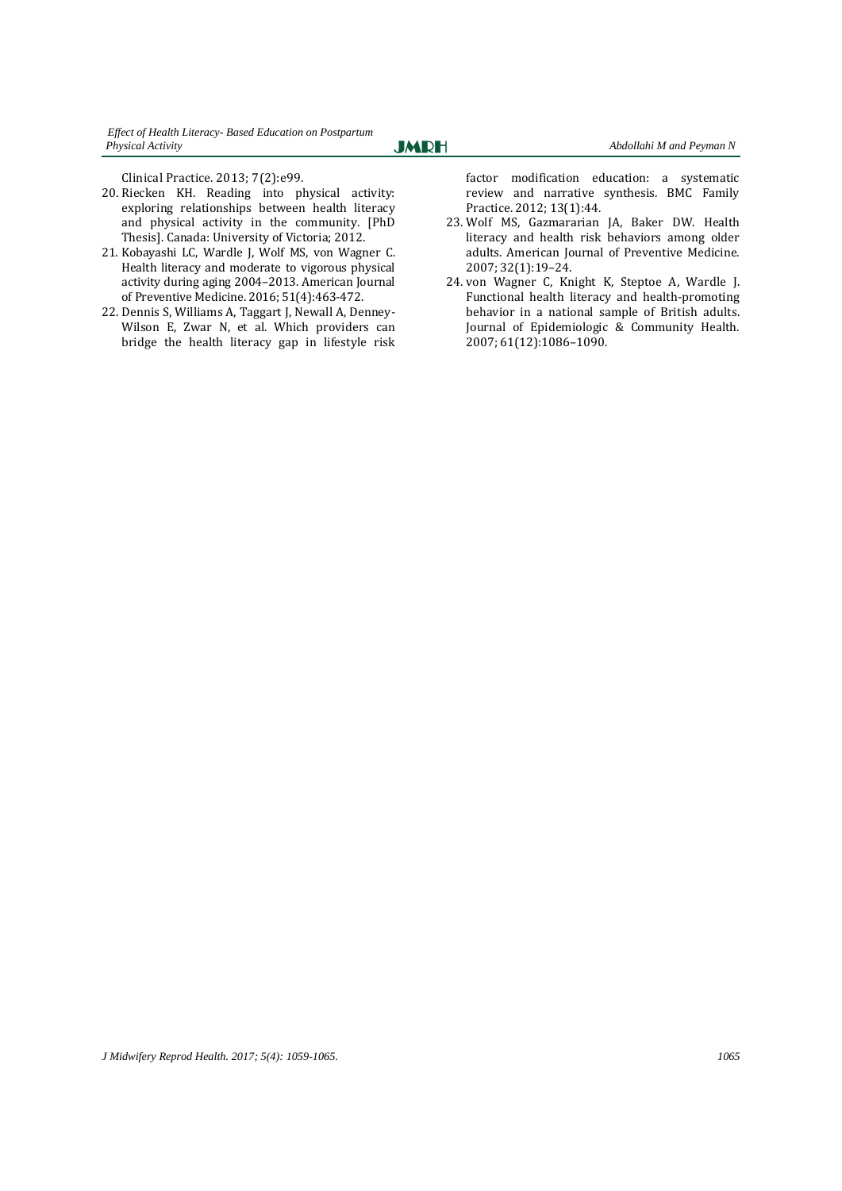Clinical Practice. 2013; 7(2):e99.

20. Riecken KH. Reading into physical activity: exploring relationships between health literacy and physical activity in the community. [PhD Thesis]. Canada: University of Victoria; 2012.
21. Kobayashi LC, Wardle J, Wolf MS, von Wagner C. Health literacy and moderate to vigorous physical activity during aging 2004–2013. American Journal of Preventive Medicine. 2016; 51(4):463-472.
22. Dennis S, Williams A, Taggart J, Newall A, Denney-Wilson E, Zwar N, et al. Which providers can bridge the health literacy gap in lifestyle risk factor modification education: a systematic review and narrative synthesis. BMC Family Practice. 2012; 13(1):44.
23. Wolf MS, Gazmararian JA, Baker DW. Health literacy and health risk behaviors among older adults. American Journal of Preventive Medicine. 2007; 32(1):19–24.
24. von Wagner C, Knight K, Steptoe A, Wardle J. Functional health literacy and health-promoting behavior in a national sample of British adults. Journal of Epidemiologic & Community Health. 2007; 61(12):1086–1090.